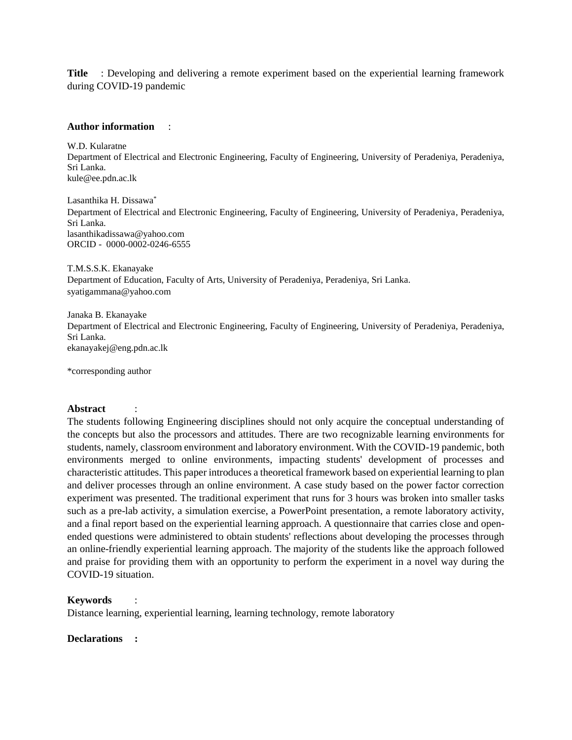**Title** : Developing and delivering a remote experiment based on the experiential learning framework during COVID-19 pandemic

**Author information** :

W.D. Kularatne
Department of Electrical and Electronic Engineering, Faculty of Engineering, University of Peradeniya, Peradeniya, Sri Lanka.
kule@ee.pdn.ac.lk

Lasanthika H. Dissawa*
Department of Electrical and Electronic Engineering, Faculty of Engineering, University of Peradeniya, Peradeniya, Sri Lanka.
lasanthikadissawa@yahoo.com
ORCID - 0000-0002-0246-6555

T.M.S.S.K. Ekanayake
Department of Education, Faculty of Arts, University of Peradeniya, Peradeniya, Sri Lanka.
syatigammana@yahoo.com

Janaka B. Ekanayake
Department of Electrical and Electronic Engineering, Faculty of Engineering, University of Peradeniya, Peradeniya, Sri Lanka.
ekanayakej@eng.pdn.ac.lk

*corresponding author

**Abstract** :

The students following Engineering disciplines should not only acquire the conceptual understanding of the concepts but also the processors and attitudes. There are two recognizable learning environments for students, namely, classroom environment and laboratory environment. With the COVID-19 pandemic, both environments merged to online environments, impacting students' development of processes and characteristic attitudes. This paper introduces a theoretical framework based on experiential learning to plan and deliver processes through an online environment. A case study based on the power factor correction experiment was presented. The traditional experiment that runs for 3 hours was broken into smaller tasks such as a pre-lab activity, a simulation exercise, a PowerPoint presentation, a remote laboratory activity, and a final report based on the experiential learning approach. A questionnaire that carries close and open-ended questions were administered to obtain students' reflections about developing the processes through an online-friendly experiential learning approach. The majority of the students like the approach followed and praise for providing them with an opportunity to perform the experiment in a novel way during the COVID-19 situation.

**Keywords** :

Distance learning, experiential learning, learning technology, remote laboratory

**Declarations** :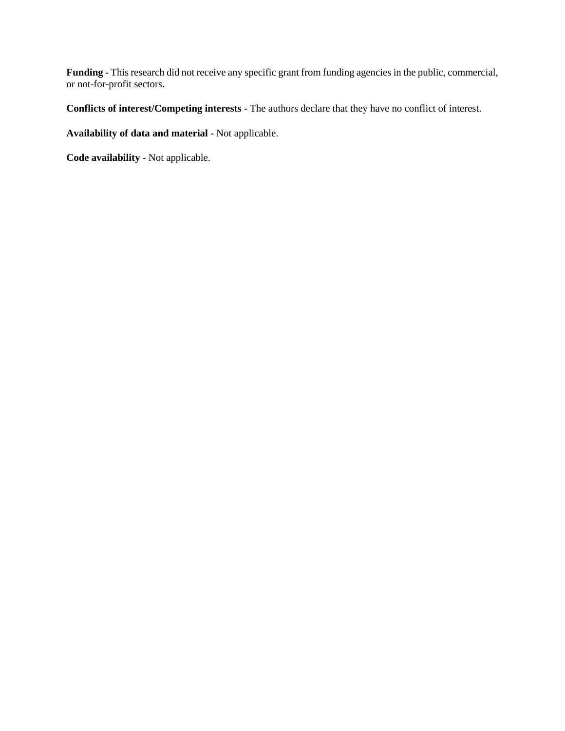**Funding** - This research did not receive any specific grant from funding agencies in the public, commercial, or not-for-profit sectors.

**Conflicts of interest/Competing interests** - The authors declare that they have no conflict of interest.

**Availability of data and material** - Not applicable.

**Code availability** - Not applicable.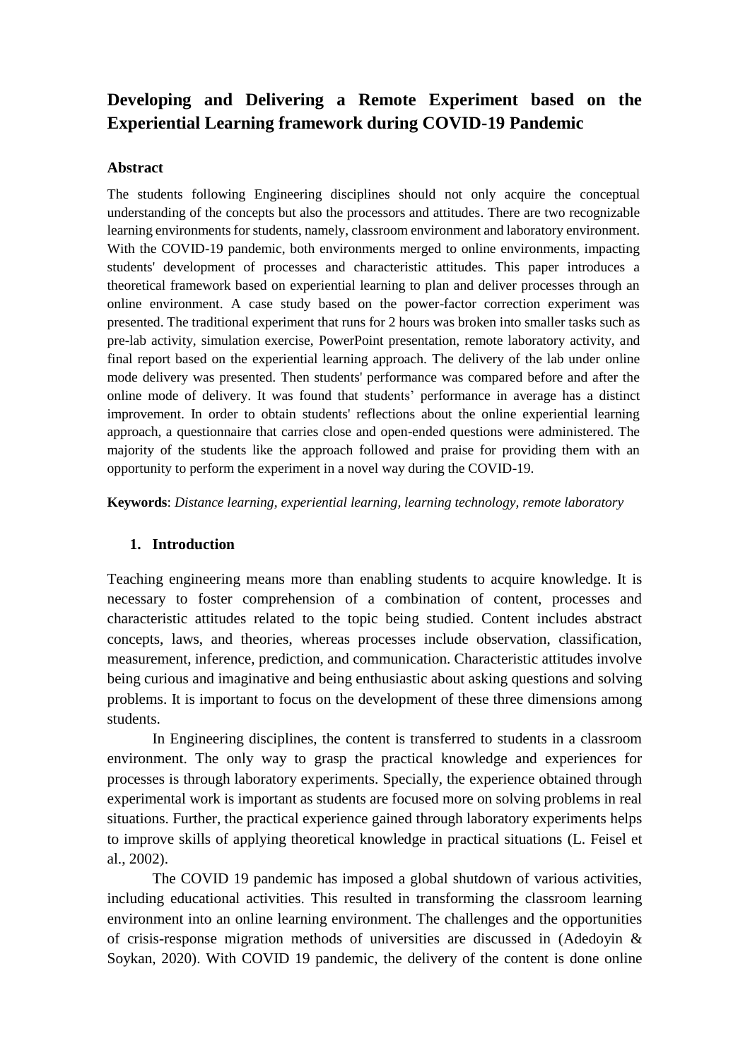# Developing and Delivering a Remote Experiment based on the Experiential Learning framework during COVID-19 Pandemic

## Abstract

The students following Engineering disciplines should not only acquire the conceptual understanding of the concepts but also the processors and attitudes. There are two recognizable learning environments for students, namely, classroom environment and laboratory environment. With the COVID-19 pandemic, both environments merged to online environments, impacting students' development of processes and characteristic attitudes. This paper introduces a theoretical framework based on experiential learning to plan and deliver processes through an online environment. A case study based on the power-factor correction experiment was presented. The traditional experiment that runs for 2 hours was broken into smaller tasks such as pre-lab activity, simulation exercise, PowerPoint presentation, remote laboratory activity, and final report based on the experiential learning approach. The delivery of the lab under online mode delivery was presented. Then students' performance was compared before and after the online mode of delivery. It was found that students' performance in average has a distinct improvement. In order to obtain students' reflections about the online experiential learning approach, a questionnaire that carries close and open-ended questions were administered. The majority of the students like the approach followed and praise for providing them with an opportunity to perform the experiment in a novel way during the COVID-19.

**Keywords**: *Distance learning, experiential learning, learning technology, remote laboratory*

## 1. Introduction

Teaching engineering means more than enabling students to acquire knowledge. It is necessary to foster comprehension of a combination of content, processes and characteristic attitudes related to the topic being studied. Content includes abstract concepts, laws, and theories, whereas processes include observation, classification, measurement, inference, prediction, and communication. Characteristic attitudes involve being curious and imaginative and being enthusiastic about asking questions and solving problems. It is important to focus on the development of these three dimensions among students.

In Engineering disciplines, the content is transferred to students in a classroom environment. The only way to grasp the practical knowledge and experiences for processes is through laboratory experiments. Specially, the experience obtained through experimental work is important as students are focused more on solving problems in real situations. Further, the practical experience gained through laboratory experiments helps to improve skills of applying theoretical knowledge in practical situations (L. Feisel et al., 2002).

The COVID 19 pandemic has imposed a global shutdown of various activities, including educational activities. This resulted in transforming the classroom learning environment into an online learning environment. The challenges and the opportunities of crisis-response migration methods of universities are discussed in (Adedoyin & Soykan, 2020). With COVID 19 pandemic, the delivery of the content is done online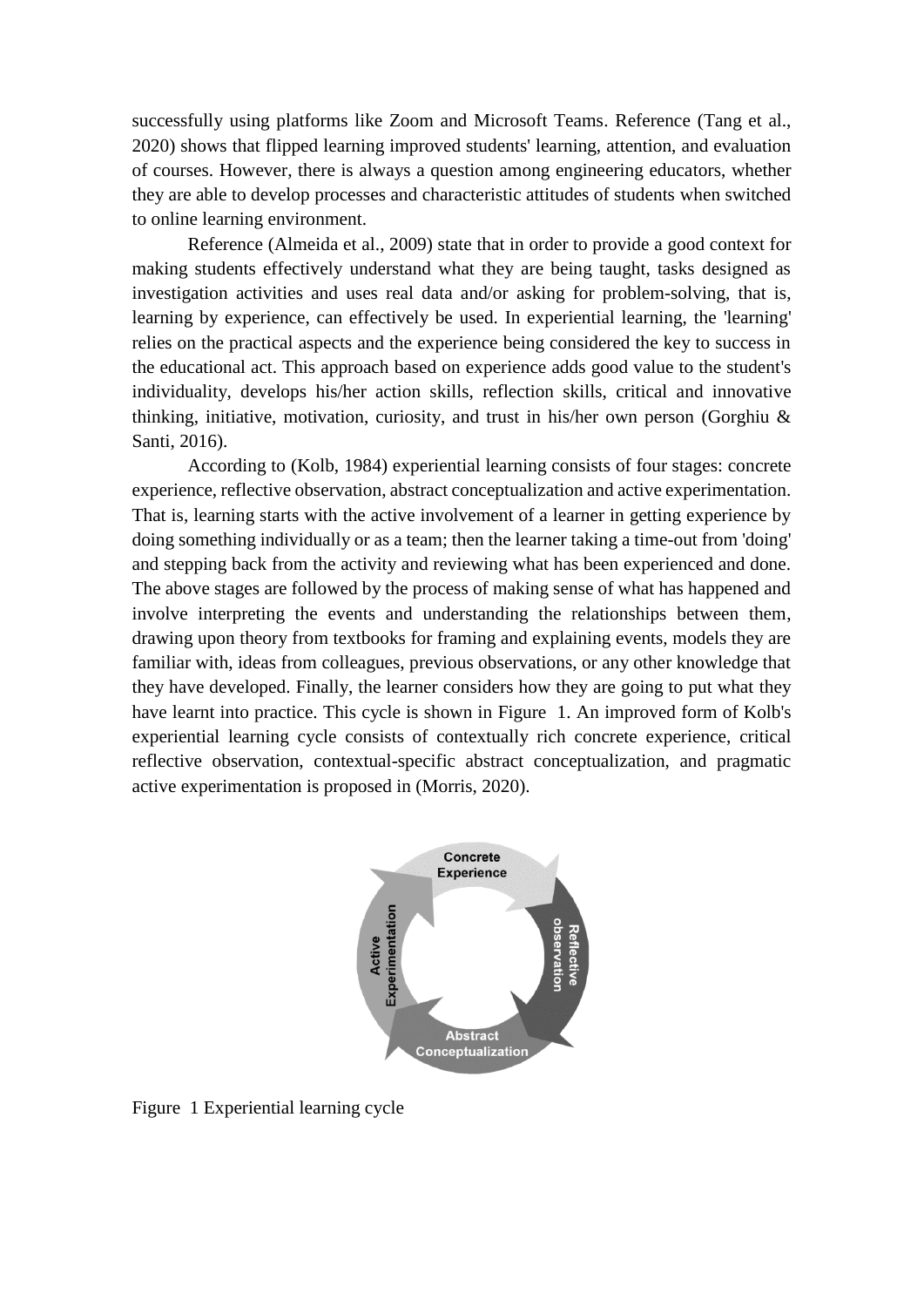successfully using platforms like Zoom and Microsoft Teams. Reference (Tang et al., 2020) shows that flipped learning improved students' learning, attention, and evaluation of courses. However, there is always a question among engineering educators, whether they are able to develop processes and characteristic attitudes of students when switched to online learning environment.

Reference (Almeida et al., 2009) state that in order to provide a good context for making students effectively understand what they are being taught, tasks designed as investigation activities and uses real data and/or asking for problem-solving, that is, learning by experience, can effectively be used. In experiential learning, the 'learning' relies on the practical aspects and the experience being considered the key to success in the educational act. This approach based on experience adds good value to the student's individuality, develops his/her action skills, reflection skills, critical and innovative thinking, initiative, motivation, curiosity, and trust in his/her own person (Gorghiu & Santi, 2016).

According to (Kolb, 1984) experiential learning consists of four stages: concrete experience, reflective observation, abstract conceptualization and active experimentation. That is, learning starts with the active involvement of a learner in getting experience by doing something individually or as a team; then the learner taking a time-out from 'doing' and stepping back from the activity and reviewing what has been experienced and done. The above stages are followed by the process of making sense of what has happened and involve interpreting the events and understanding the relationships between them, drawing upon theory from textbooks for framing and explaining events, models they are familiar with, ideas from colleagues, previous observations, or any other knowledge that they have developed. Finally, the learner considers how they are going to put what they have learnt into practice. This cycle is shown in Figure 1. An improved form of Kolb's experiential learning cycle consists of contextually rich concrete experience, critical reflective observation, contextual-specific abstract conceptualization, and pragmatic active experimentation is proposed in (Morris, 2020).

Concrete Experience

Reflective observation

Abstract Conceptualization

Active Experimentation

Figure 1 Experiential learning cycle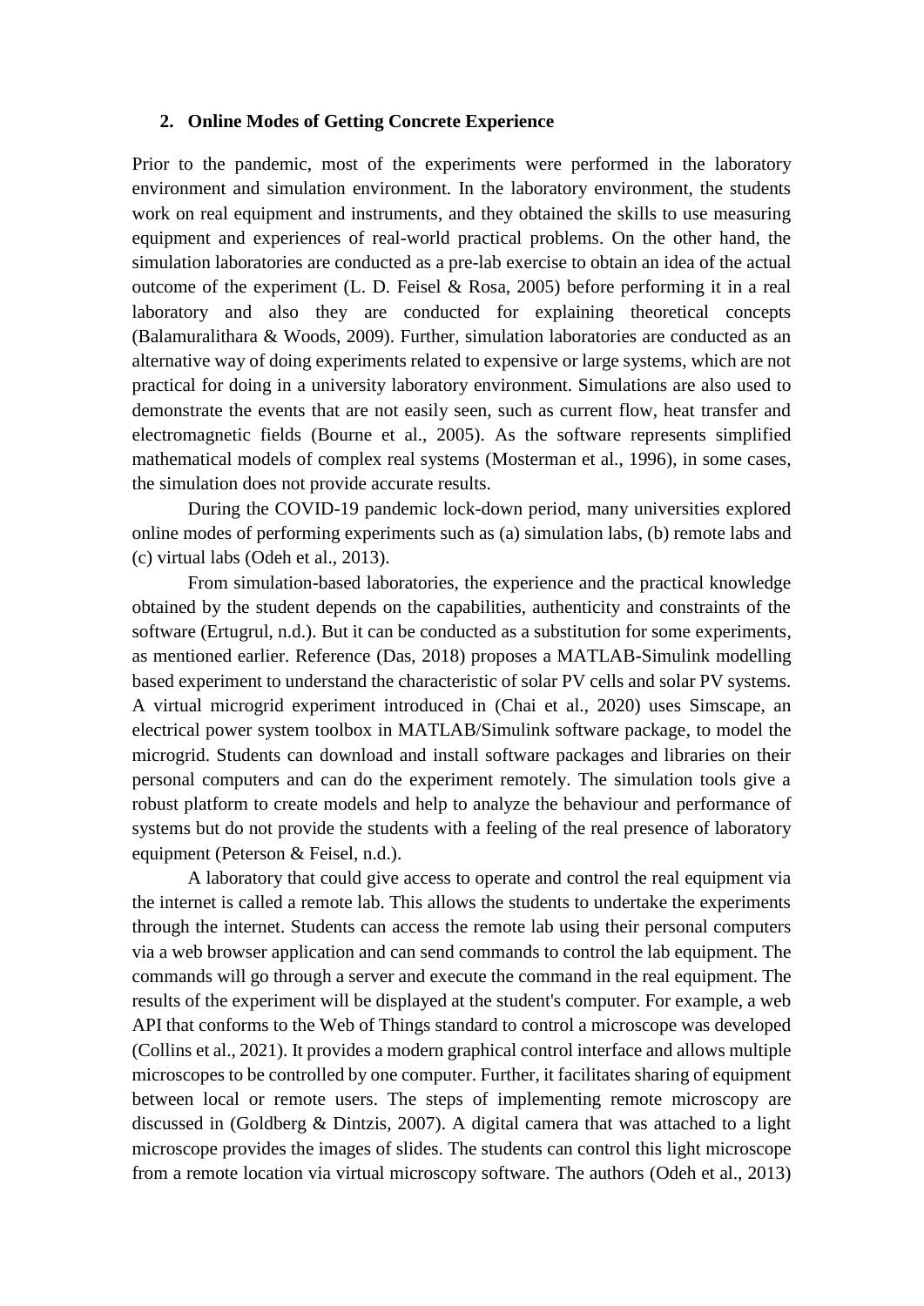## 2. Online Modes of Getting Concrete Experience

Prior to the pandemic, most of the experiments were performed in the laboratory environment and simulation environment. In the laboratory environment, the students work on real equipment and instruments, and they obtained the skills to use measuring equipment and experiences of real-world practical problems. On the other hand, the simulation laboratories are conducted as a pre-lab exercise to obtain an idea of the actual outcome of the experiment (L. D. Feisel & Rosa, 2005) before performing it in a real laboratory and also they are conducted for explaining theoretical concepts (Balamuralithara & Woods, 2009). Further, simulation laboratories are conducted as an alternative way of doing experiments related to expensive or large systems, which are not practical for doing in a university laboratory environment. Simulations are also used to demonstrate the events that are not easily seen, such as current flow, heat transfer and electromagnetic fields (Bourne et al., 2005). As the software represents simplified mathematical models of complex real systems (Mosterman et al., 1996), in some cases, the simulation does not provide accurate results.

During the COVID-19 pandemic lock-down period, many universities explored online modes of performing experiments such as (a) simulation labs, (b) remote labs and (c) virtual labs (Odeh et al., 2013).

From simulation-based laboratories, the experience and the practical knowledge obtained by the student depends on the capabilities, authenticity and constraints of the software (Ertugrul, n.d.). But it can be conducted as a substitution for some experiments, as mentioned earlier. Reference (Das, 2018) proposes a MATLAB-Simulink modelling based experiment to understand the characteristic of solar PV cells and solar PV systems. A virtual microgrid experiment introduced in (Chai et al., 2020) uses Simscape, an electrical power system toolbox in MATLAB/Simulink software package, to model the microgrid. Students can download and install software packages and libraries on their personal computers and can do the experiment remotely. The simulation tools give a robust platform to create models and help to analyze the behaviour and performance of systems but do not provide the students with a feeling of the real presence of laboratory equipment (Peterson & Feisel, n.d.).

A laboratory that could give access to operate and control the real equipment via the internet is called a remote lab. This allows the students to undertake the experiments through the internet. Students can access the remote lab using their personal computers via a web browser application and can send commands to control the lab equipment. The commands will go through a server and execute the command in the real equipment. The results of the experiment will be displayed at the student's computer. For example, a web API that conforms to the Web of Things standard to control a microscope was developed (Collins et al., 2021). It provides a modern graphical control interface and allows multiple microscopes to be controlled by one computer. Further, it facilitates sharing of equipment between local or remote users. The steps of implementing remote microscopy are discussed in (Goldberg & Dintzis, 2007). A digital camera that was attached to a light microscope provides the images of slides. The students can control this light microscope from a remote location via virtual microscopy software. The authors (Odeh et al., 2013)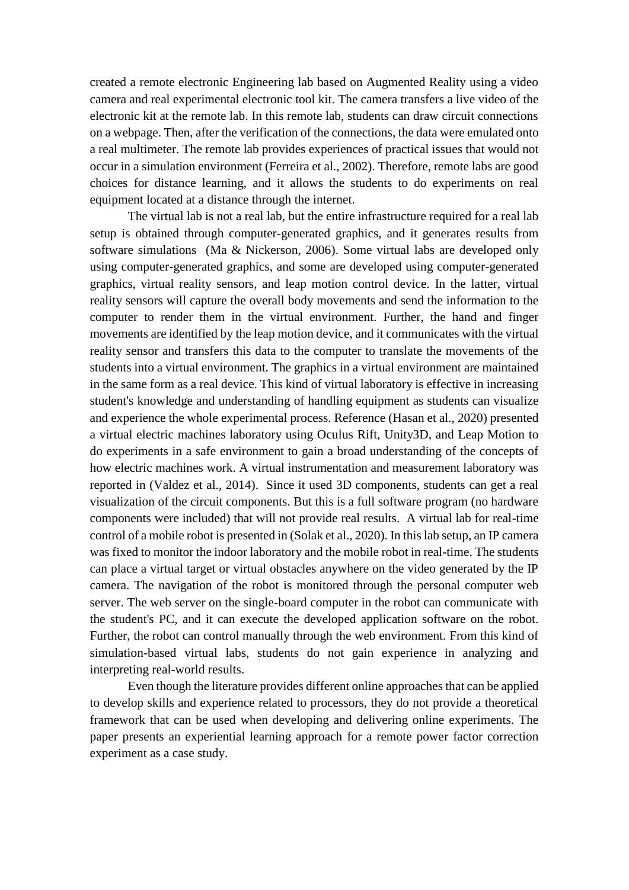created a remote electronic Engineering lab based on Augmented Reality using a video camera and real experimental electronic tool kit. The camera transfers a live video of the electronic kit at the remote lab. In this remote lab, students can draw circuit connections on a webpage. Then, after the verification of the connections, the data were emulated onto a real multimeter. The remote lab provides experiences of practical issues that would not occur in a simulation environment (Ferreira et al., 2002). Therefore, remote labs are good choices for distance learning, and it allows the students to do experiments on real equipment located at a distance through the internet.

The virtual lab is not a real lab, but the entire infrastructure required for a real lab setup is obtained through computer-generated graphics, and it generates results from software simulations (Ma & Nickerson, 2006). Some virtual labs are developed only using computer-generated graphics, and some are developed using computer-generated graphics, virtual reality sensors, and leap motion control device. In the latter, virtual reality sensors will capture the overall body movements and send the information to the computer to render them in the virtual environment. Further, the hand and finger movements are identified by the leap motion device, and it communicates with the virtual reality sensor and transfers this data to the computer to translate the movements of the students into a virtual environment. The graphics in a virtual environment are maintained in the same form as a real device. This kind of virtual laboratory is effective in increasing student's knowledge and understanding of handling equipment as students can visualize and experience the whole experimental process. Reference (Hasan et al., 2020) presented a virtual electric machines laboratory using Oculus Rift, Unity3D, and Leap Motion to do experiments in a safe environment to gain a broad understanding of the concepts of how electric machines work. A virtual instrumentation and measurement laboratory was reported in (Valdez et al., 2014). Since it used 3D components, students can get a real visualization of the circuit components. But this is a full software program (no hardware components were included) that will not provide real results. A virtual lab for real-time control of a mobile robot is presented in (Solak et al., 2020). In this lab setup, an IP camera was fixed to monitor the indoor laboratory and the mobile robot in real-time. The students can place a virtual target or virtual obstacles anywhere on the video generated by the IP camera. The navigation of the robot is monitored through the personal computer web server. The web server on the single-board computer in the robot can communicate with the student's PC, and it can execute the developed application software on the robot. Further, the robot can control manually through the web environment. From this kind of simulation-based virtual labs, students do not gain experience in analyzing and interpreting real-world results.

Even though the literature provides different online approaches that can be applied to develop skills and experience related to processors, they do not provide a theoretical framework that can be used when developing and delivering online experiments. The paper presents an experiential learning approach for a remote power factor correction experiment as a case study.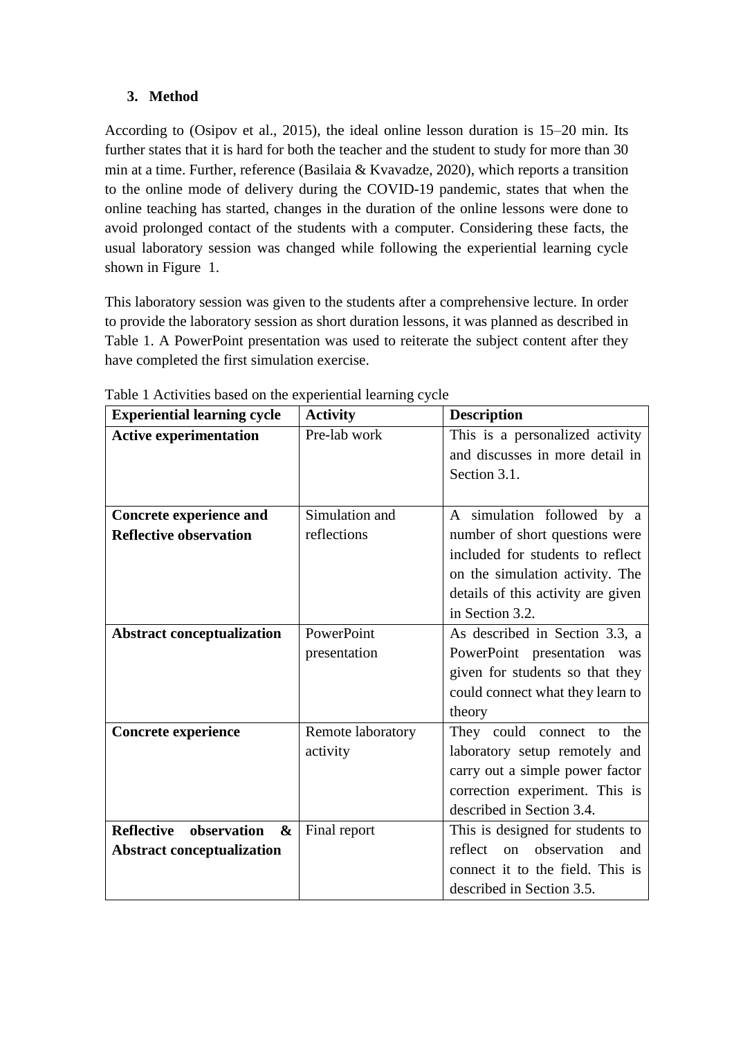## 3. Method

According to (Osipov et al., 2015), the ideal online lesson duration is 15–20 min. Its further states that it is hard for both the teacher and the student to study for more than 30 min at a time. Further, reference (Basilaia & Kvavadze, 2020), which reports a transition to the online mode of delivery during the COVID-19 pandemic, states that when the online teaching has started, changes in the duration of the online lessons were done to avoid prolonged contact of the students with a computer. Considering these facts, the usual laboratory session was changed while following the experiential learning cycle shown in Figure 1.

This laboratory session was given to the students after a comprehensive lecture. In order to provide the laboratory session as short duration lessons, it was planned as described in Table 1. A PowerPoint presentation was used to reiterate the subject content after they have completed the first simulation exercise.

Table 1 Activities based on the experiential learning cycle

| Experiential learning cycle | Activity | Description |
|---|---|---|
| **Active experimentation** | Pre-lab work | This is a personalized activity and discusses in more detail in Section 3.1. |
| **Concrete experience and Reflective observation** | Simulation and reflections | A simulation followed by a number of short questions were included for students to reflect on the simulation activity. The details of this activity are given in Section 3.2. |
| **Abstract conceptualization** | PowerPoint presentation | As described in Section 3.3, a PowerPoint presentation was given for students so that they could connect what they learn to theory |
| **Concrete experience** | Remote laboratory activity | They could connect to the laboratory setup remotely and carry out a simple power factor correction experiment. This is described in Section 3.4. |
| **Reflective observation & Abstract conceptualization** | Final report | This is designed for students to reflect on observation and connect it to the field. This is described in Section 3.5. |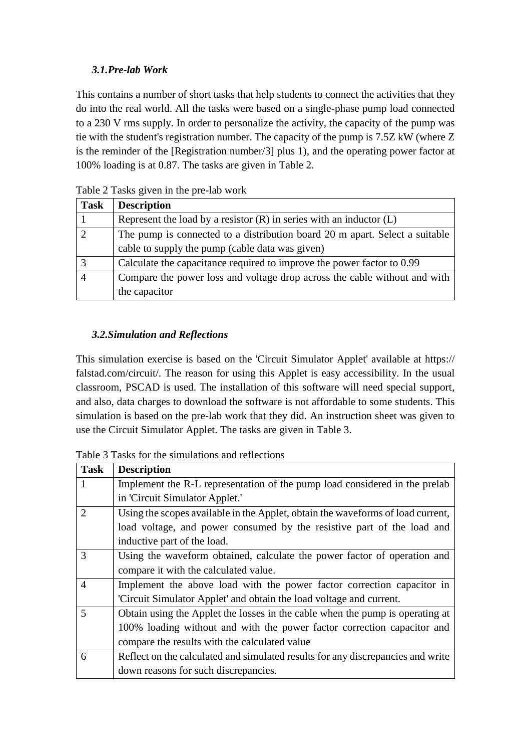### *3.1.Pre-lab Work*

This contains a number of short tasks that help students to connect the activities that they do into the real world. All the tasks were based on a single-phase pump load connected to a 230 V rms supply. In order to personalize the activity, the capacity of the pump was tie with the student's registration number. The capacity of the pump is 7.5Z kW (where Z is the reminder of the [Registration number/3] plus 1), and the operating power factor at 100% loading is at 0.87. The tasks are given in Table 2.

Table 2 Tasks given in the pre-lab work

| Task | Description |
| --- | --- |
| 1 | Represent the load by a resistor (R) in series with an inductor (L) |
| 2 | The pump is connected to a distribution board 20 m apart. Select a suitable cable to supply the pump (cable data was given) |
| 3 | Calculate the capacitance required to improve the power factor to 0.99 |
| 4 | Compare the power loss and voltage drop across the cable without and with the capacitor |

### *3.2.Simulation and Reflections*

This simulation exercise is based on the 'Circuit Simulator Applet' available at https:// falstad.com/circuit/. The reason for using this Applet is easy accessibility. In the usual classroom, PSCAD is used. The installation of this software will need special support, and also, data charges to download the software is not affordable to some students. This simulation is based on the pre-lab work that they did. An instruction sheet was given to use the Circuit Simulator Applet. The tasks are given in Table 3.

Table 3 Tasks for the simulations and reflections

| Task | Description |
| --- | --- |
| 1 | Implement the R-L representation of the pump load considered in the prelab in 'Circuit Simulator Applet.' |
| 2 | Using the scopes available in the Applet, obtain the waveforms of load current, load voltage, and power consumed by the resistive part of the load and inductive part of the load. |
| 3 | Using the waveform obtained, calculate the power factor of operation and compare it with the calculated value. |
| 4 | Implement the above load with the power factor correction capacitor in 'Circuit Simulator Applet' and obtain the load voltage and current. |
| 5 | Obtain using the Applet the losses in the cable when the pump is operating at 100% loading without and with the power factor correction capacitor and compare the results with the calculated value |
| 6 | Reflect on the calculated and simulated results for any discrepancies and write down reasons for such discrepancies. |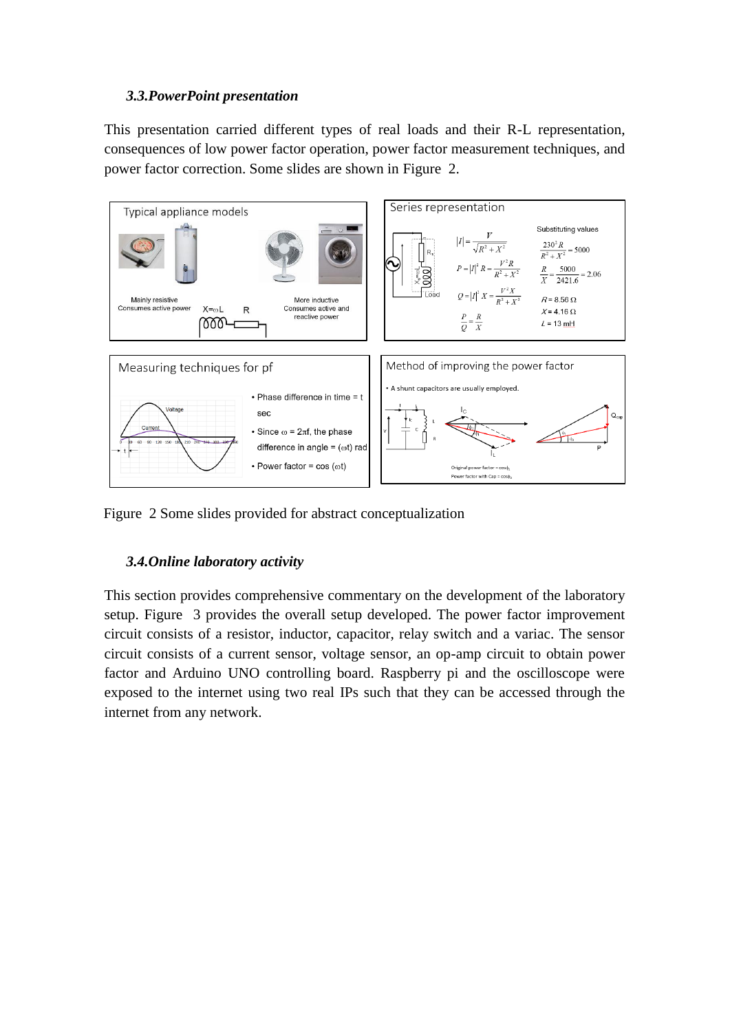### *3.3.PowerPoint presentation*

This presentation carried different types of real loads and their R-L representation, consequences of low power factor operation, power factor measurement techniques, and power factor correction. Some slides are shown in Figure 2.

Figure 2 Some slides provided for abstract conceptualization

### *3.4.Online laboratory activity*

This section provides comprehensive commentary on the development of the laboratory setup. Figure 3 provides the overall setup developed. The power factor improvement circuit consists of a resistor, inductor, capacitor, relay switch and a variac. The sensor circuit consists of a current sensor, voltage sensor, an op-amp circuit to obtain power factor and Arduino UNO controlling board. Raspberry pi and the oscilloscope were exposed to the internet using two real IPs such that they can be accessed through the internet from any network.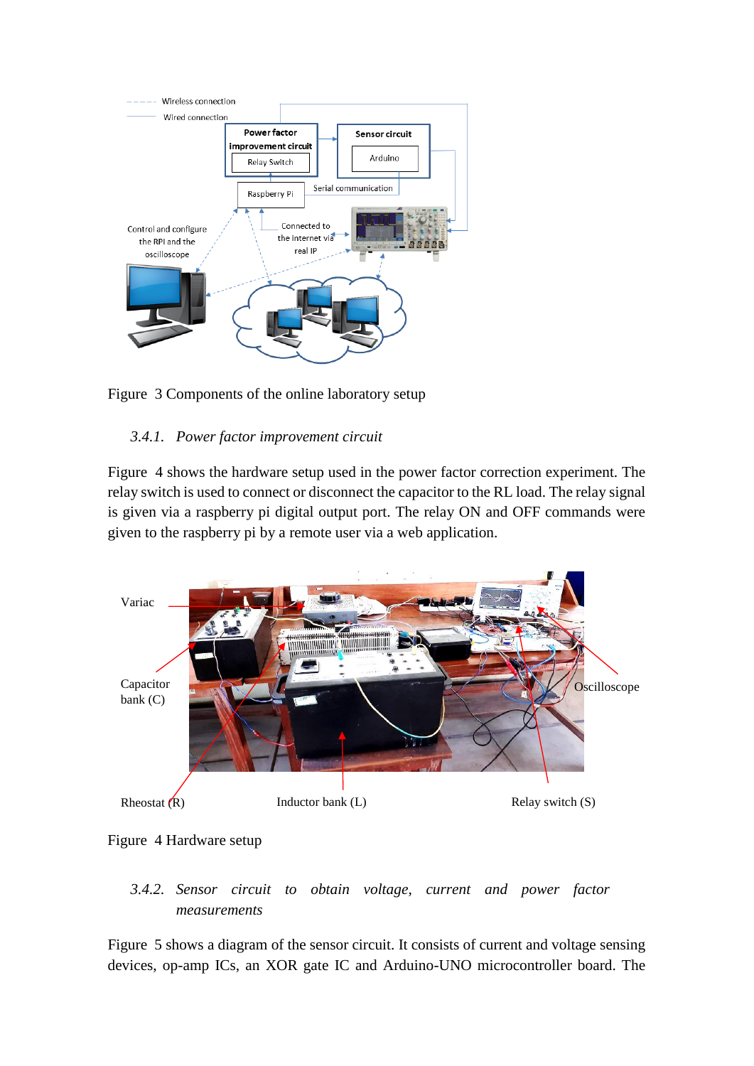Figure 3 Components of the online laboratory setup

### 3.4.1. *Power factor improvement circuit*

Figure 4 shows the hardware setup used in the power factor correction experiment. The relay switch is used to connect or disconnect the capacitor to the RL load. The relay signal is given via a raspberry pi digital output port. The relay ON and OFF commands were given to the raspberry pi by a remote user via a web application.

Figure 4 Hardware setup

### 3.4.2. *Sensor circuit to obtain voltage, current and power factor measurements*

Figure 5 shows a diagram of the sensor circuit. It consists of current and voltage sensing devices, op-amp ICs, an XOR gate IC and Arduino-UNO microcontroller board. The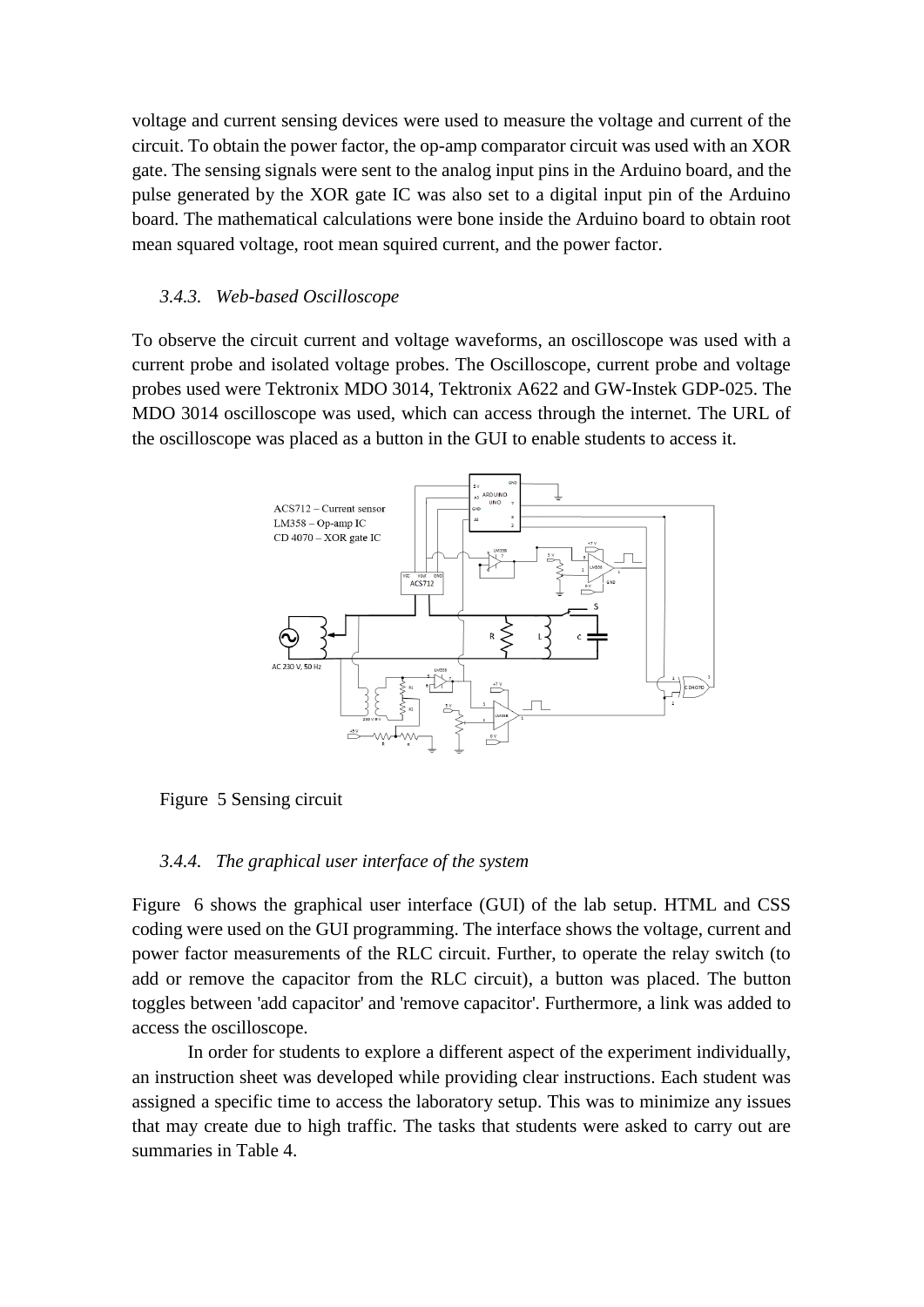voltage and current sensing devices were used to measure the voltage and current of the circuit. To obtain the power factor, the op-amp comparator circuit was used with an XOR gate. The sensing signals were sent to the analog input pins in the Arduino board, and the pulse generated by the XOR gate IC was also set to a digital input pin of the Arduino board. The mathematical calculations were bone inside the Arduino board to obtain root mean squared voltage, root mean squired current, and the power factor.

### *3.4.3. Web-based Oscilloscope*

To observe the circuit current and voltage waveforms, an oscilloscope was used with a current probe and isolated voltage probes. The Oscilloscope, current probe and voltage probes used were Tektronix MDO 3014, Tektronix A622 and GW-Instek GDP-025. The MDO 3014 oscilloscope was used, which can access through the internet. The URL of the oscilloscope was placed as a button in the GUI to enable students to access it.

ACS712 – Current sensor
LM358 – Op-amp IC
CD 4070 – XOR gate IC

Figure 5 Sensing circuit

### *3.4.4. The graphical user interface of the system*

Figure 6 shows the graphical user interface (GUI) of the lab setup. HTML and CSS coding were used on the GUI programming. The interface shows the voltage, current and power factor measurements of the RLC circuit. Further, to operate the relay switch (to add or remove the capacitor from the RLC circuit), a button was placed. The button toggles between 'add capacitor' and 'remove capacitor'. Furthermore, a link was added to access the oscilloscope.

In order for students to explore a different aspect of the experiment individually, an instruction sheet was developed while providing clear instructions. Each student was assigned a specific time to access the laboratory setup. This was to minimize any issues that may create due to high traffic. The tasks that students were asked to carry out are summaries in Table 4.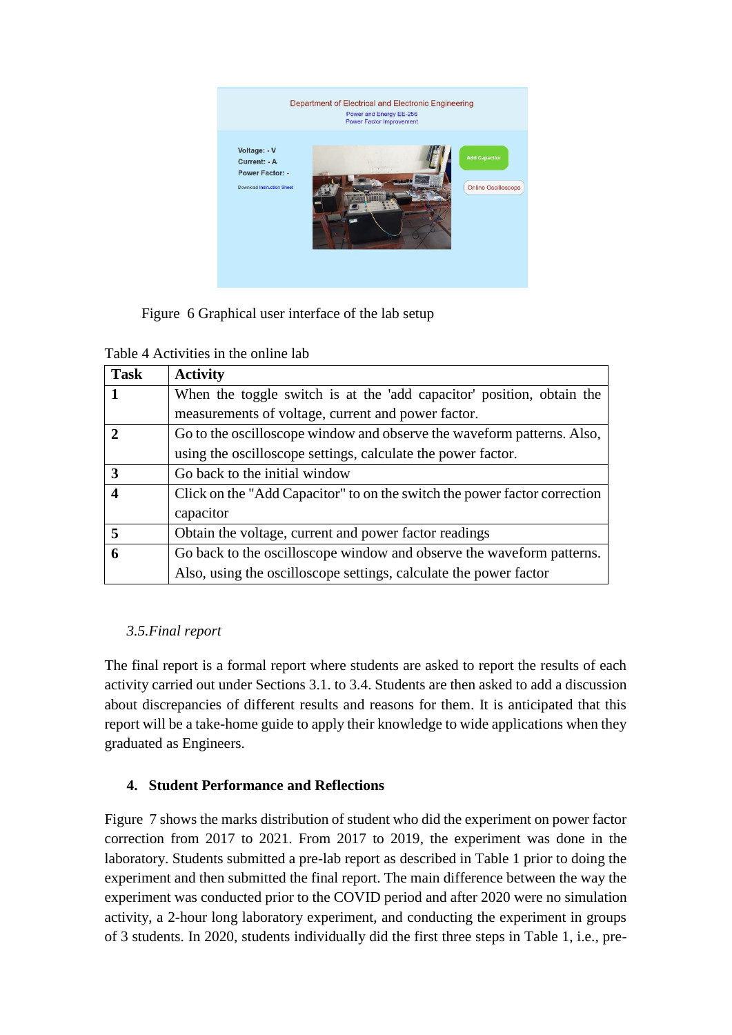Figure 6 Graphical user interface of the lab setup

Table 4 Activities in the online lab

| Task | Activity |
| --- | --- |
| **1** | When the toggle switch is at the 'add capacitor' position, obtain the measurements of voltage, current and power factor. |
| **2** | Go to the oscilloscope window and observe the waveform patterns. Also, using the oscilloscope settings, calculate the power factor. |
| **3** | Go back to the initial window |
| **4** | Click on the "Add Capacitor" to on the switch the power factor correction capacitor |
| **5** | Obtain the voltage, current and power factor readings |
| **6** | Go back to the oscilloscope window and observe the waveform patterns. Also, using the oscilloscope settings, calculate the power factor |

### *3.5.Final report*

The final report is a formal report where students are asked to report the results of each activity carried out under Sections 3.1. to 3.4. Students are then asked to add a discussion about discrepancies of different results and reasons for them. It is anticipated that this report will be a take-home guide to apply their knowledge to wide applications when they graduated as Engineers.

## 4. Student Performance and Reflections

Figure 7 shows the marks distribution of student who did the experiment on power factor correction from 2017 to 2021. From 2017 to 2019, the experiment was done in the laboratory. Students submitted a pre-lab report as described in Table 1 prior to doing the experiment and then submitted the final report. The main difference between the way the experiment was conducted prior to the COVID period and after 2020 were no simulation activity, a 2-hour long laboratory experiment, and conducting the experiment in groups of 3 students. In 2020, students individually did the first three steps in Table 1, i.e., pre-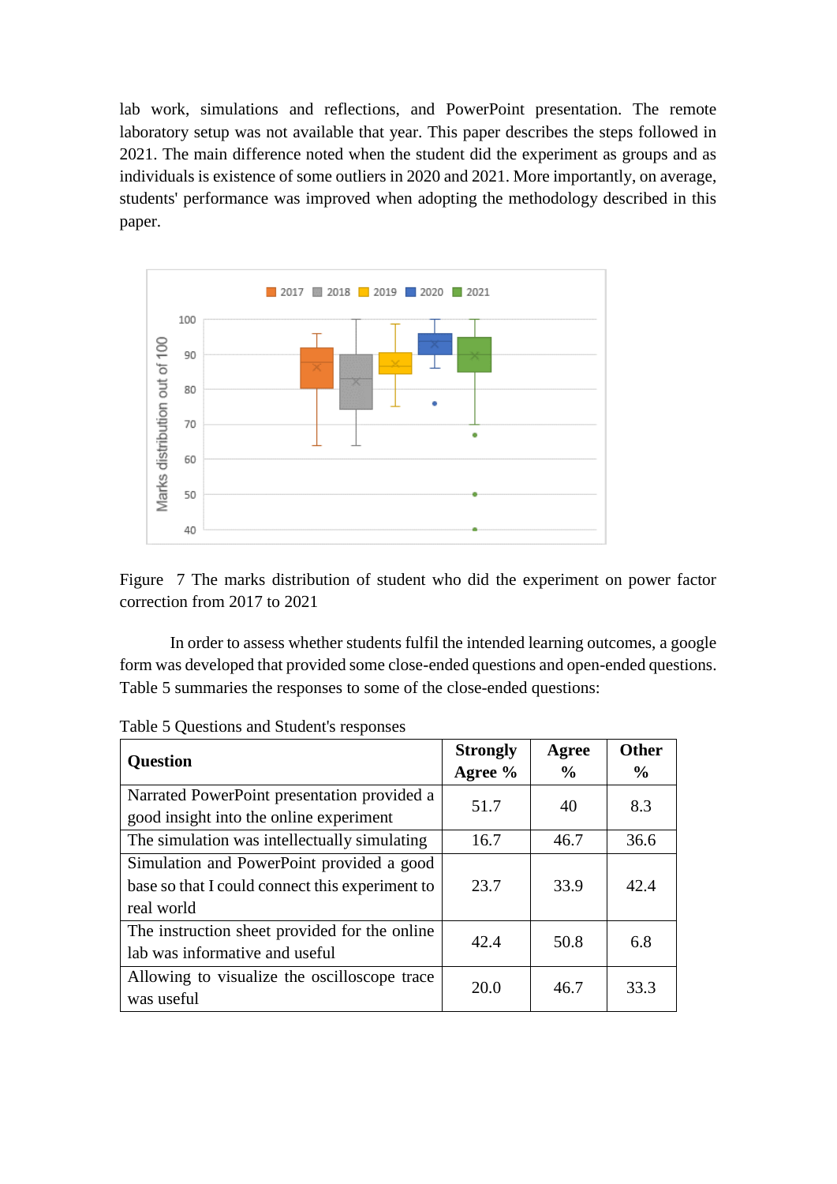lab work, simulations and reflections, and PowerPoint presentation. The remote laboratory setup was not available that year. This paper describes the steps followed in 2021. The main difference noted when the student did the experiment as groups and as individuals is existence of some outliers in 2020 and 2021. More importantly, on average, students' performance was improved when adopting the methodology described in this paper.

Figure 7 The marks distribution of student who did the experiment on power factor correction from 2017 to 2021

In order to assess whether students fulfil the intended learning outcomes, a google form was developed that provided some close-ended questions and open-ended questions. Table 5 summaries the responses to some of the close-ended questions:

Table 5 Questions and Student's responses

| Question | Strongly Agree % | Agree % | Other % |
|---|---|---|---|
| Narrated PowerPoint presentation provided a good insight into the online experiment | 51.7 | 40 | 8.3 |
| The simulation was intellectually simulating | 16.7 | 46.7 | 36.6 |
| Simulation and PowerPoint provided a good base so that I could connect this experiment to real world | 23.7 | 33.9 | 42.4 |
| The instruction sheet provided for the online lab was informative and useful | 42.4 | 50.8 | 6.8 |
| Allowing to visualize the oscilloscope trace was useful | 20.0 | 46.7 | 33.3 |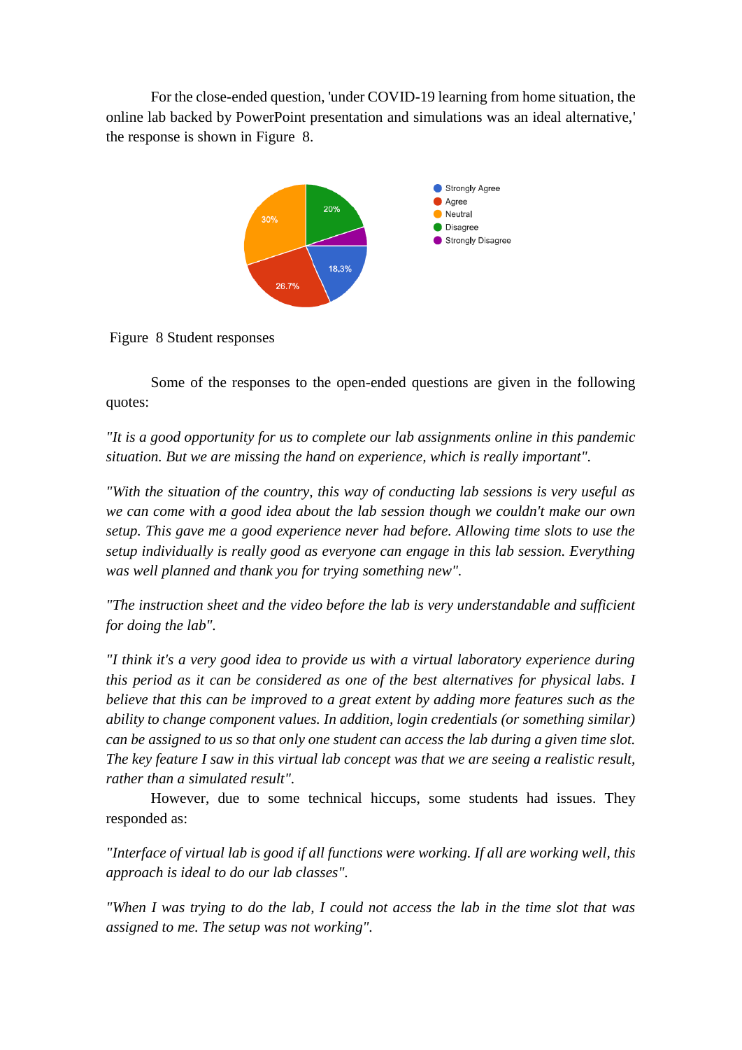For the close-ended question, 'under COVID-19 learning from home situation, the online lab backed by PowerPoint presentation and simulations was an ideal alternative,' the response is shown in Figure 8.

Figure 8 Student responses

Some of the responses to the open-ended questions are given in the following quotes:

*"It is a good opportunity for us to complete our lab assignments online in this pandemic situation. But we are missing the hand on experience, which is really important".*

*"With the situation of the country, this way of conducting lab sessions is very useful as we can come with a good idea about the lab session though we couldn't make our own setup. This gave me a good experience never had before. Allowing time slots to use the setup individually is really good as everyone can engage in this lab session. Everything was well planned and thank you for trying something new".*

*"The instruction sheet and the video before the lab is very understandable and sufficient for doing the lab".*

*"I think it's a very good idea to provide us with a virtual laboratory experience during this period as it can be considered as one of the best alternatives for physical labs. I believe that this can be improved to a great extent by adding more features such as the ability to change component values. In addition, login credentials (or something similar) can be assigned to us so that only one student can access the lab during a given time slot. The key feature I saw in this virtual lab concept was that we are seeing a realistic result, rather than a simulated result".*

However, due to some technical hiccups, some students had issues. They responded as:

*"Interface of virtual lab is good if all functions were working. If all are working well, this approach is ideal to do our lab classes".*

*"When I was trying to do the lab, I could not access the lab in the time slot that was assigned to me. The setup was not working".*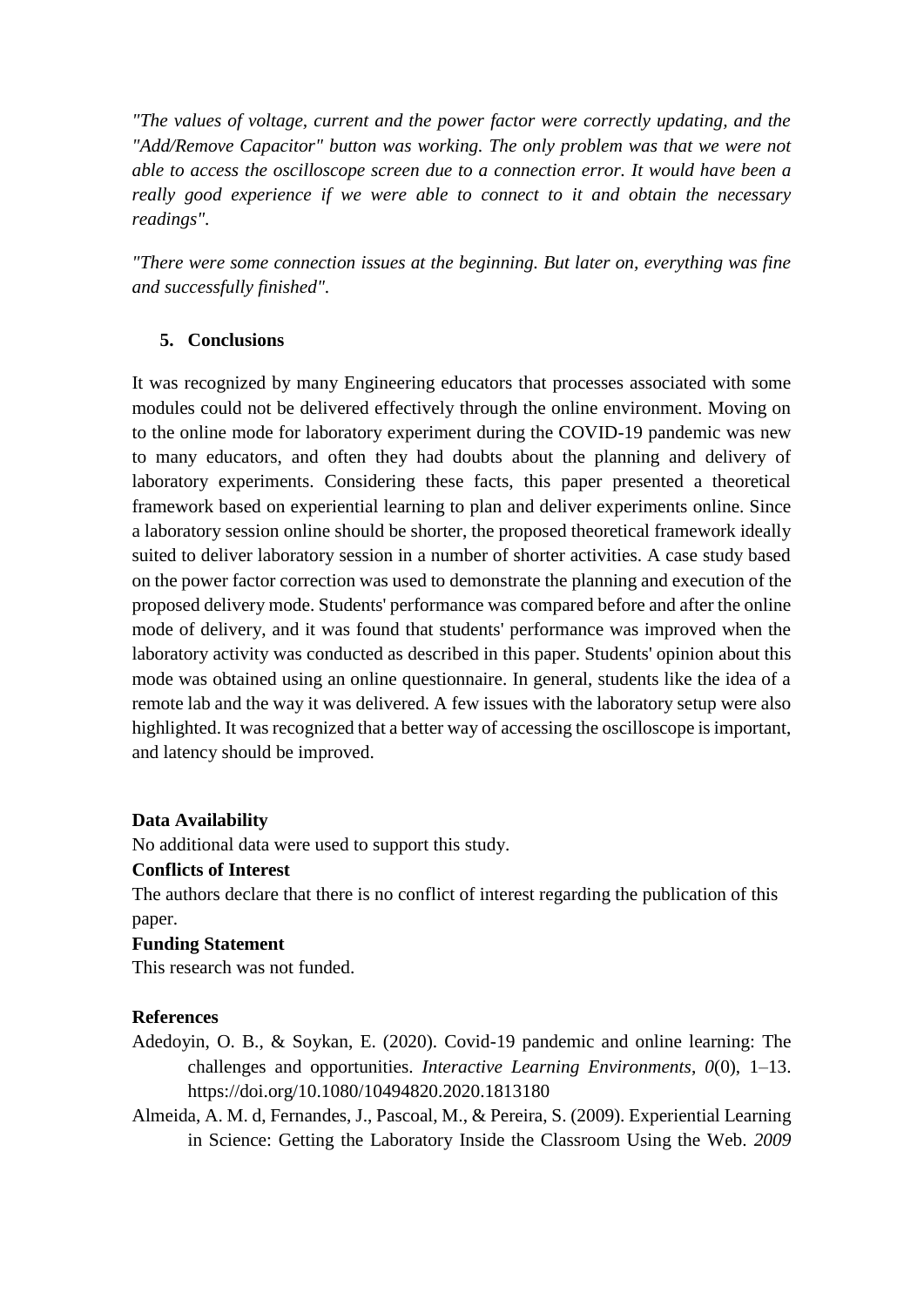*"The values of voltage, current and the power factor were correctly updating, and the "Add/Remove Capacitor" button was working. The only problem was that we were not able to access the oscilloscope screen due to a connection error. It would have been a really good experience if we were able to connect to it and obtain the necessary readings".*

*"There were some connection issues at the beginning. But later on, everything was fine and successfully finished".*

## 5. Conclusions

It was recognized by many Engineering educators that processes associated with some modules could not be delivered effectively through the online environment. Moving on to the online mode for laboratory experiment during the COVID-19 pandemic was new to many educators, and often they had doubts about the planning and delivery of laboratory experiments. Considering these facts, this paper presented a theoretical framework based on experiential learning to plan and deliver experiments online. Since a laboratory session online should be shorter, the proposed theoretical framework ideally suited to deliver laboratory session in a number of shorter activities. A case study based on the power factor correction was used to demonstrate the planning and execution of the proposed delivery mode. Students' performance was compared before and after the online mode of delivery, and it was found that students' performance was improved when the laboratory activity was conducted as described in this paper. Students' opinion about this mode was obtained using an online questionnaire. In general, students like the idea of a remote lab and the way it was delivered. A few issues with the laboratory setup were also highlighted. It was recognized that a better way of accessing the oscilloscope is important, and latency should be improved.

**Data Availability**

No additional data were used to support this study.

**Conflicts of Interest**

The authors declare that there is no conflict of interest regarding the publication of this paper.

**Funding Statement**

This research was not funded.

**References**

Adedoyin, O. B., & Soykan, E. (2020). Covid-19 pandemic and online learning: The challenges and opportunities. *Interactive Learning Environments*, *0*(0), 1–13. https://doi.org/10.1080/10494820.2020.1813180

Almeida, A. M. d, Fernandes, J., Pascoal, M., & Pereira, S. (2009). Experiential Learning in Science: Getting the Laboratory Inside the Classroom Using the Web. *2009*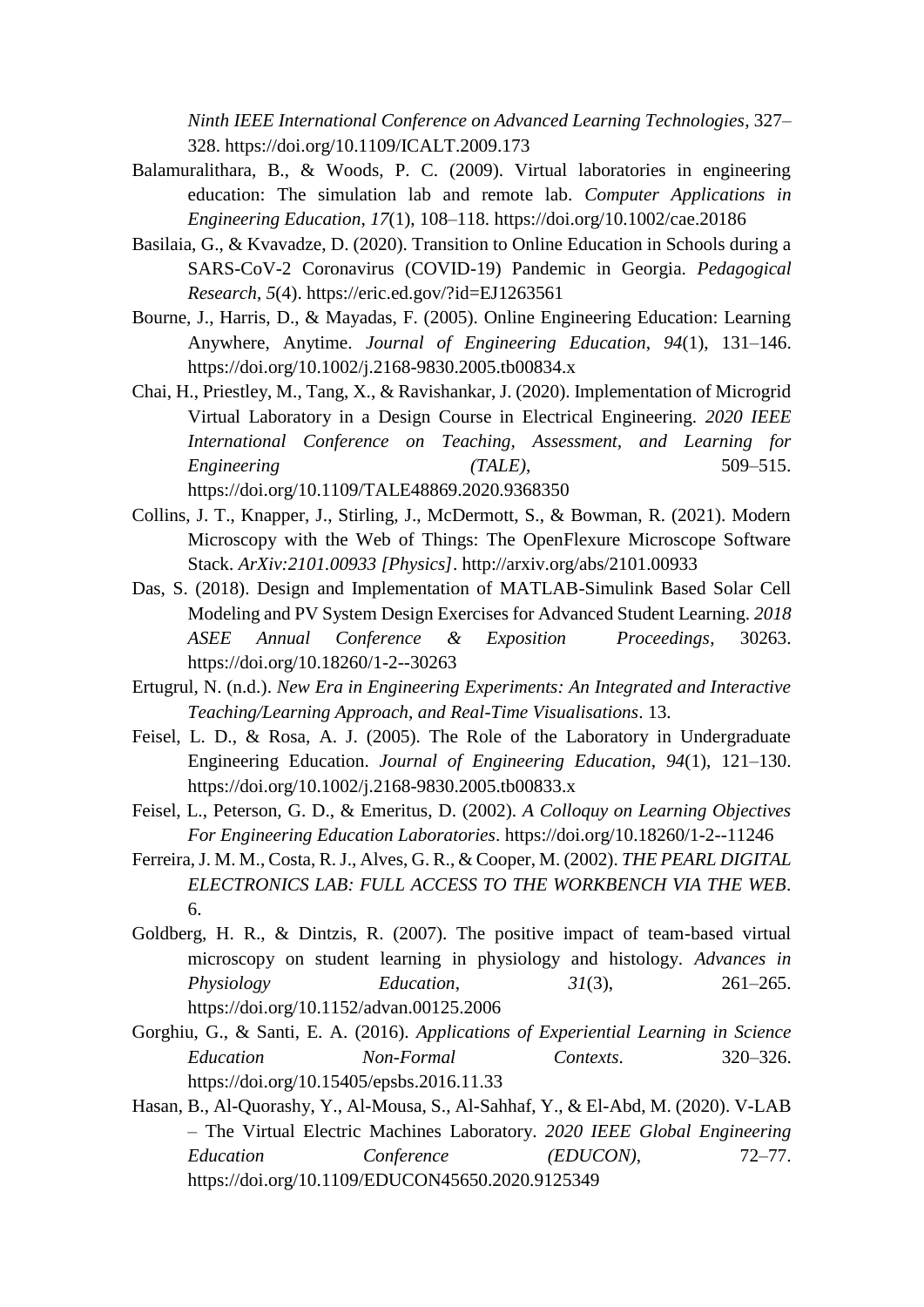*Ninth IEEE International Conference on Advanced Learning Technologies*, 327–328. https://doi.org/10.1109/ICALT.2009.173

Balamuralithara, B., & Woods, P. C. (2009). Virtual laboratories in engineering education: The simulation lab and remote lab. *Computer Applications in Engineering Education*, *17*(1), 108–118. https://doi.org/10.1002/cae.20186

Basilaia, G., & Kvavadze, D. (2020). Transition to Online Education in Schools during a SARS-CoV-2 Coronavirus (COVID-19) Pandemic in Georgia. *Pedagogical Research*, *5*(4). https://eric.ed.gov/?id=EJ1263561

Bourne, J., Harris, D., & Mayadas, F. (2005). Online Engineering Education: Learning Anywhere, Anytime. *Journal of Engineering Education*, *94*(1), 131–146. https://doi.org/10.1002/j.2168-9830.2005.tb00834.x

Chai, H., Priestley, M., Tang, X., & Ravishankar, J. (2020). Implementation of Microgrid Virtual Laboratory in a Design Course in Electrical Engineering. *2020 IEEE International Conference on Teaching, Assessment, and Learning for Engineering (TALE)*, 509–515. https://doi.org/10.1109/TALE48869.2020.9368350

Collins, J. T., Knapper, J., Stirling, J., McDermott, S., & Bowman, R. (2021). Modern Microscopy with the Web of Things: The OpenFlexure Microscope Software Stack. *ArXiv:2101.00933 [Physics]*. http://arxiv.org/abs/2101.00933

Das, S. (2018). Design and Implementation of MATLAB-Simulink Based Solar Cell Modeling and PV System Design Exercises for Advanced Student Learning. *2018 ASEE Annual Conference & Exposition Proceedings*, 30263. https://doi.org/10.18260/1-2--30263

Ertugrul, N. (n.d.). *New Era in Engineering Experiments: An Integrated and Interactive Teaching/Learning Approach, and Real-Time Visualisations*. 13.

Feisel, L. D., & Rosa, A. J. (2005). The Role of the Laboratory in Undergraduate Engineering Education. *Journal of Engineering Education*, *94*(1), 121–130. https://doi.org/10.1002/j.2168-9830.2005.tb00833.x

Feisel, L., Peterson, G. D., & Emeritus, D. (2002). *A Colloquy on Learning Objectives For Engineering Education Laboratories*. https://doi.org/10.18260/1-2--11246

Ferreira, J. M. M., Costa, R. J., Alves, G. R., & Cooper, M. (2002). *THE PEARL DIGITAL ELECTRONICS LAB: FULL ACCESS TO THE WORKBENCH VIA THE WEB*. 6.

Goldberg, H. R., & Dintzis, R. (2007). The positive impact of team-based virtual microscopy on student learning in physiology and histology. *Advances in Physiology Education*, *31*(3), 261–265. https://doi.org/10.1152/advan.00125.2006

Gorghiu, G., & Santi, E. A. (2016). *Applications of Experiential Learning in Science Education Non-Formal Contexts*. 320–326. https://doi.org/10.15405/epsbs.2016.11.33

Hasan, B., Al-Qurashy, Y., Al-Mousa, S., Al-Sahhaf, Y., & El-Abd, M. (2020). V-LAB – The Virtual Electric Machines Laboratory. *2020 IEEE Global Engineering Education Conference (EDUCON)*, 72–77. https://doi.org/10.1109/EDUCON45650.2020.9125349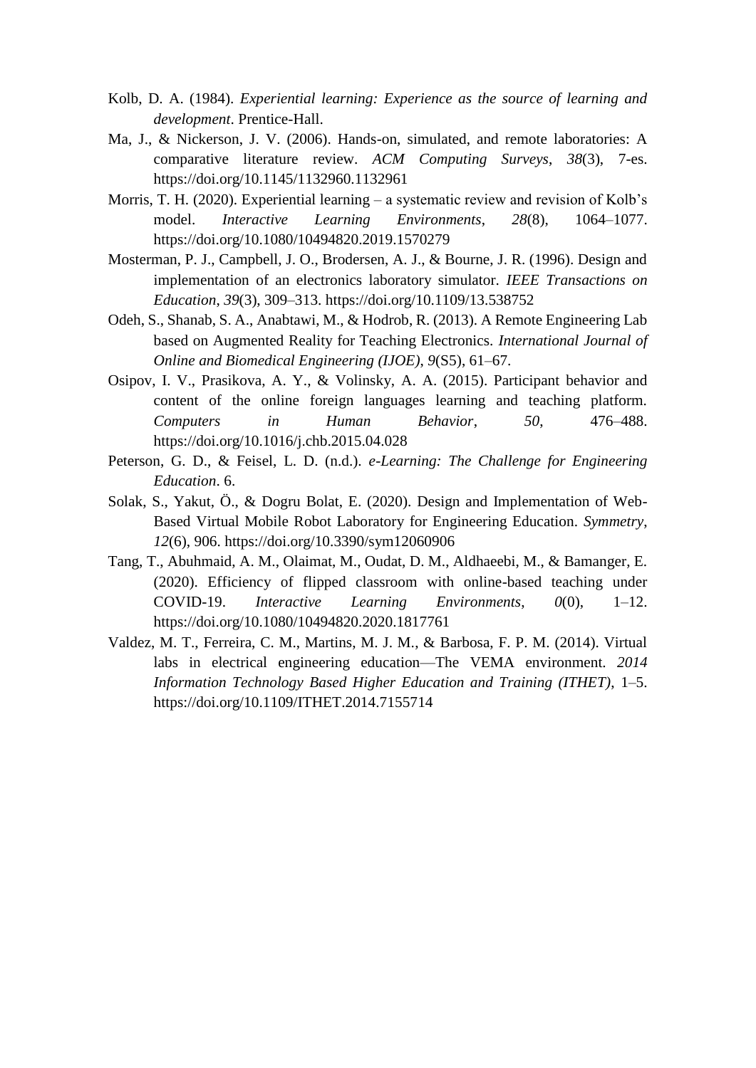Kolb, D. A. (1984). *Experiential learning: Experience as the source of learning and development*. Prentice-Hall.

Ma, J., & Nickerson, J. V. (2006). Hands-on, simulated, and remote laboratories: A comparative literature review. *ACM Computing Surveys*, *38*(3), 7-es. https://doi.org/10.1145/1132960.1132961

Morris, T. H. (2020). Experiential learning – a systematic review and revision of Kolb's model. *Interactive Learning Environments*, *28*(8), 1064–1077. https://doi.org/10.1080/10494820.2019.1570279

Mosterman, P. J., Campbell, J. O., Brodersen, A. J., & Bourne, J. R. (1996). Design and implementation of an electronics laboratory simulator. *IEEE Transactions on Education*, *39*(3), 309–313. https://doi.org/10.1109/13.538752

Odeh, S., Shanab, S. A., Anabtawi, M., & Hodrob, R. (2013). A Remote Engineering Lab based on Augmented Reality for Teaching Electronics. *International Journal of Online and Biomedical Engineering (IJOE)*, *9*(S5), 61–67.

Osipov, I. V., Prasikova, A. Y., & Volinsky, A. A. (2015). Participant behavior and content of the online foreign languages learning and teaching platform. *Computers in Human Behavior*, *50*, 476–488. https://doi.org/10.1016/j.chb.2015.04.028

Peterson, G. D., & Feisel, L. D. (n.d.). *e-Learning: The Challenge for Engineering Education*. 6.

Solak, S., Yakut, Ö., & Dogru Bolat, E. (2020). Design and Implementation of Web-Based Virtual Mobile Robot Laboratory for Engineering Education. *Symmetry*, *12*(6), 906. https://doi.org/10.3390/sym12060906

Tang, T., Abuhmaid, A. M., Olaimat, M., Oudat, D. M., Aldhaeebi, M., & Bamanger, E. (2020). Efficiency of flipped classroom with online-based teaching under COVID-19. *Interactive Learning Environments*, *0*(0), 1–12. https://doi.org/10.1080/10494820.2020.1817761

Valdez, M. T., Ferreira, C. M., Martins, M. J. M., & Barbosa, F. P. M. (2014). Virtual labs in electrical engineering education—The VEMA environment. *2014 Information Technology Based Higher Education and Training (ITHET)*, 1–5. https://doi.org/10.1109/ITHET.2014.7155714